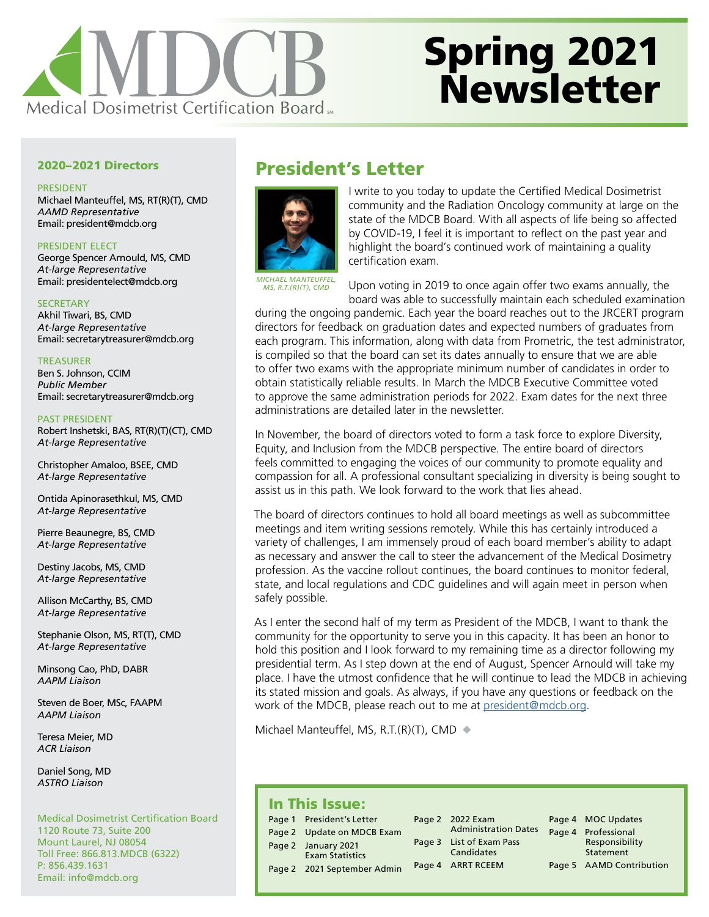# Spring 2021 Newsletter

Medical Dosimetrist Certification Board

## President's Letter

MICHAEL MANTEUFFEL, MS, R.T.(R)(T), CMD

I write to you today to update the Certified Medical Dosimetrist community and the Radiation Oncology community at large on the state of the MDCB Board. With all aspects of life being so affected by COVID-19, I feel it is important to reflect on the past year and highlight the board's continued work of maintaining a quality certification exam.

Upon voting in 2019 to once again offer two exams annually, the board was able to successfully maintain each scheduled examination during the ongoing pandemic. Each year the board reaches out to the JRCERT program directors for feedback on graduation dates and expected numbers of graduates from each program. This information, along with data from Prometric, the test administrator, is compiled so that the board can set its dates annually to ensure that we are able to offer two exams with the appropriate minimum number of candidates in order to obtain statistically reliable results. In March the MDCB Executive Committee voted to approve the same administration periods for 2022. Exam dates for the next three administrations are detailed later in the newsletter.

In November, the board of directors voted to form a task force to explore Diversity, Equity, and Inclusion from the MDCB perspective. The entire board of directors feels committed to engaging the voices of our community to promote equality and compassion for all. A professional consultant specializing in diversity is being sought to assist us in this path. We look forward to the work that lies ahead.

The board of directors continues to hold all board meetings as well as subcommittee meetings and item writing sessions remotely. While this has certainly introduced a variety of challenges, I am immensely proud of each board member's ability to adapt as necessary and answer the call to steer the advancement of the Medical Dosimetry profession. As the vaccine rollout continues, the board continues to monitor federal, state, and local regulations and CDC guidelines and will again meet in person when safely possible.

As I enter the second half of my term as President of the MDCB, I want to thank the community for the opportunity to serve you in this capacity. It has been an honor to hold this position and I look forward to my remaining time as a director following my presidential term. As I step down at the end of August, Spencer Arnould will take my place. I have the utmost confidence that he will continue to lead the MDCB in achieving its stated mission and goals. As always, if you have any questions or feedback on the work of the MDCB, please reach out to me at president@mdcb.org.

Michael Manteuffel, MS, R.T.(R)(T), CMD ◆

### 2020–2021 Directors

PRESIDENT
Michael Manteuffel, MS, RT(R)(T), CMD
*AAMD Representative*
Email: president@mdcb.org

PRESIDENT ELECT
George Spencer Arnould, MS, CMD
*At-large Representative*
Email: presidentelect@mdcb.org

SECRETARY
Akhil Tiwari, BS, CMD
*At-large Representative*
Email: secretarytreasurer@mdcb.org

TREASURER
Ben S. Johnson, CCIM
*Public Member*
Email: secretarytreasurer@mdcb.org

PAST PRESIDENT
Robert Inshetski, BAS, RT(R)(T)(CT), CMD
*At-large Representative*

Christopher Amaloo, BSEE, CMD
*At-large Representative*

Ontida Apinorasethkul, MS, CMD
*At-large Representative*

Pierre Beaunegre, BS, CMD
*At-large Representative*

Destiny Jacobs, MS, CMD
*At-large Representative*

Allison McCarthy, BS, CMD
*At-large Representative*

Stephanie Olson, MS, RT(T), CMD
*At-large Representative*

Minsong Cao, PhD, DABR
*AAPM Liaison*

Steven de Boer, MSc, FAAPM
*AAPM Liaison*

Teresa Meier, MD
*ACR Liaison*

Daniel Song, MD
*ASTRO Liaison*

Medical Dosimetrist Certification Board
1120 Route 73, Suite 200
Mount Laurel, NJ 08054
Toll Free: 866.813.MDCB (6322)
P: 856.439.1631
Email: info@mdcb.org

### In This Issue:

| Page | Article |
|---|---|
| Page 1 | President's Letter |
| Page 2 | Update on MDCB Exam |
| Page 2 | January 2021 Exam Statistics |
| Page 2 | 2021 September Admin |
| Page 2 | 2022 Exam Administration Dates |
| Page 3 | List of Exam Pass Candidates |
| Page 4 | ARRT RCEEM |
| Page 4 | MOC Updates |
| Page 4 | Professional Responsibility Statement |
| Page 5 | AAMD Contribution |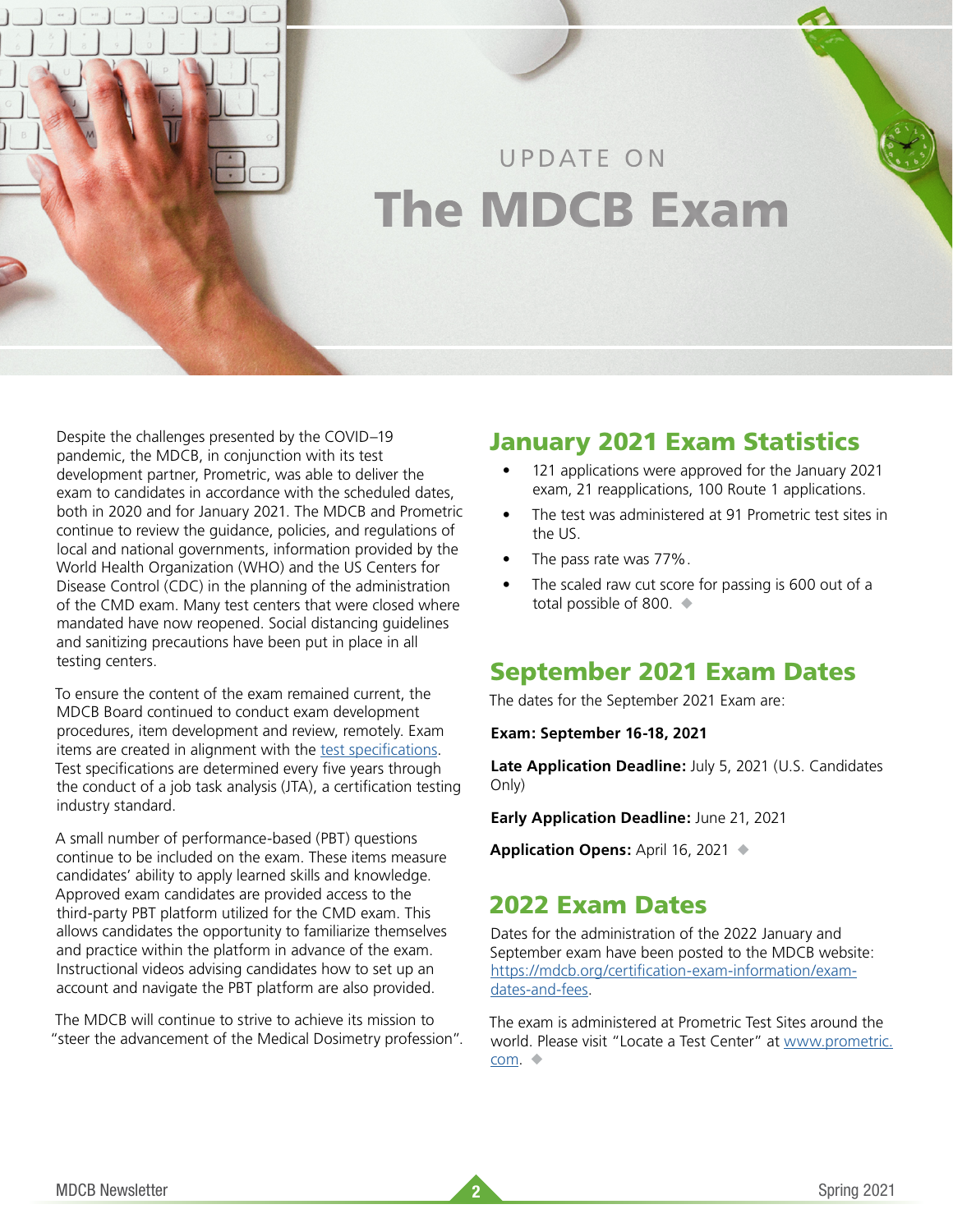UPDATE ON

# The MDCB Exam

Despite the challenges presented by the COVID–19 pandemic, the MDCB, in conjunction with its test development partner, Prometric, was able to deliver the exam to candidates in accordance with the scheduled dates, both in 2020 and for January 2021. The MDCB and Prometric continue to review the guidance, policies, and regulations of local and national governments, information provided by the World Health Organization (WHO) and the US Centers for Disease Control (CDC) in the planning of the administration of the CMD exam. Many test centers that were closed where mandated have now reopened. Social distancing guidelines and sanitizing precautions have been put in place in all testing centers.

To ensure the content of the exam remained current, the MDCB Board continued to conduct exam development procedures, item development and review, remotely. Exam items are created in alignment with the [test specifications](). Test specifications are determined every five years through the conduct of a job task analysis (JTA), a certification testing industry standard.

A small number of performance-based (PBT) questions continue to be included on the exam. These items measure candidates' ability to apply learned skills and knowledge. Approved exam candidates are provided access to the third-party PBT platform utilized for the CMD exam. This allows candidates the opportunity to familiarize themselves and practice within the platform in advance of the exam. Instructional videos advising candidates how to set up an account and navigate the PBT platform are also provided.

The MDCB will continue to strive to achieve its mission to "steer the advancement of the Medical Dosimetry profession".

## January 2021 Exam Statistics

- 121 applications were approved for the January 2021 exam, 21 reapplications, 100 Route 1 applications.
- The test was administered at 91 Prometric test sites in the US.
- The pass rate was 77%.
- The scaled raw cut score for passing is 600 out of a total possible of 800. ◆

## September 2021 Exam Dates

The dates for the September 2021 Exam are:

**Exam: September 16-18, 2021**

**Late Application Deadline:** July 5, 2021 (U.S. Candidates Only)

**Early Application Deadline:** June 21, 2021

**Application Opens:** April 16, 2021 ◆

## 2022 Exam Dates

Dates for the administration of the 2022 January and September exam have been posted to the MDCB website: https://mdcb.org/certification-exam-information/exam-dates-and-fees.

The exam is administered at Prometric Test Sites around the world. Please visit "Locate a Test Center" at www.prometric.com. ◆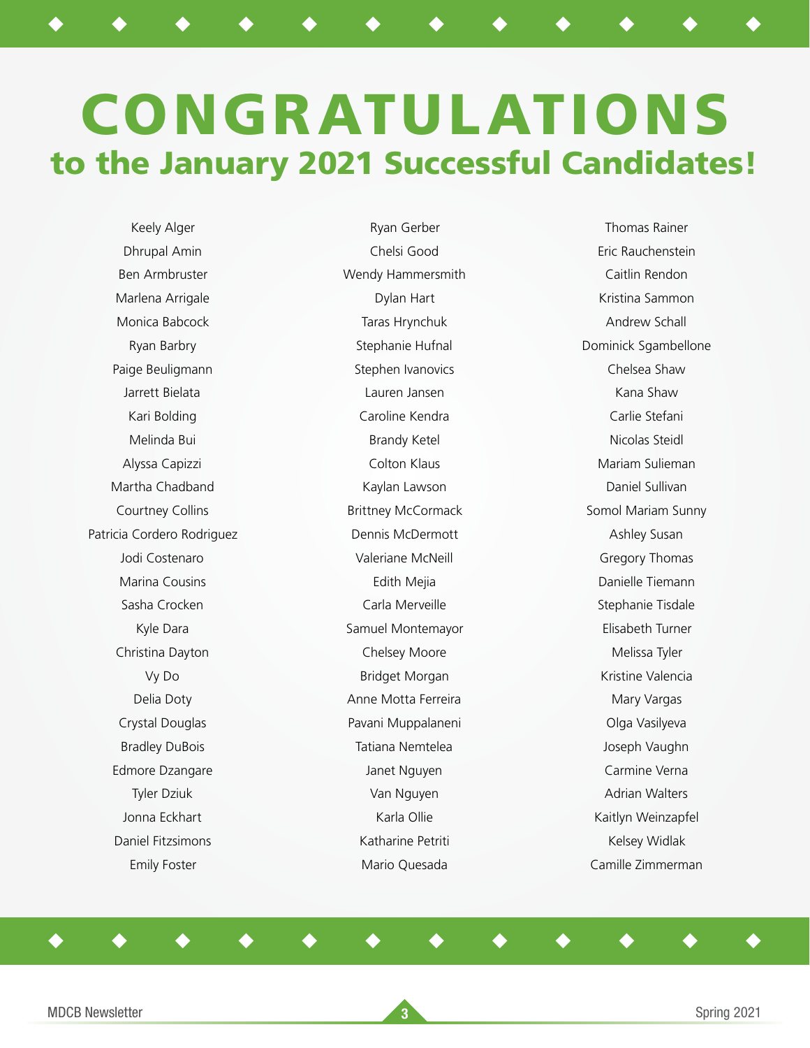# CONGRATULATIONS

## to the January 2021 Successful Candidates!

Keely Alger
Dhrupal Amin
Ben Armbruster
Marlena Arrigale
Monica Babcock
Ryan Barbry
Paige Beuligmann
Jarrett Bielata
Kari Bolding
Melinda Bui
Alyssa Capizzi
Martha Chadband
Courtney Collins
Patricia Cordero Rodriguez
Jodi Costenaro
Marina Cousins
Sasha Crocken
Kyle Dara
Christina Dayton
Vy Do
Delia Doty
Crystal Douglas
Bradley DuBois
Edmore Dzangare
Tyler Dziuk
Jonna Eckhart
Daniel Fitzsimons
Emily Foster

Ryan Gerber
Chelsi Good
Wendy Hammersmith
Dylan Hart
Taras Hrynchuk
Stephanie Hufnal
Stephen Ivanovics
Lauren Jansen
Caroline Kendra
Brandy Ketel
Colton Klaus
Kaylan Lawson
Brittney McCormack
Dennis McDermott
Valeriane McNeill
Edith Mejia
Carla Merveille
Samuel Montemayor
Chelsey Moore
Bridget Morgan
Anne Motta Ferreira
Pavani Muppalaneni
Tatiana Nemtelea
Janet Nguyen
Van Nguyen
Karla Ollie
Katharine Petriti
Mario Quesada

Thomas Rainer
Eric Rauchenstein
Caitlin Rendon
Kristina Sammon
Andrew Schall
Dominick Sgambellone
Chelsea Shaw
Kana Shaw
Carlie Stefani
Nicolas Steidl
Mariam Sulieman
Daniel Sullivan
Somol Mariam Sunny
Ashley Susan
Gregory Thomas
Danielle Tiemann
Stephanie Tisdale
Elisabeth Turner
Melissa Tyler
Kristine Valencia
Mary Vargas
Olga Vasilyeva
Joseph Vaughn
Carmine Verna
Adrian Walters
Kaitlyn Weinzapfel
Kelsey Widlak
Camille Zimmerman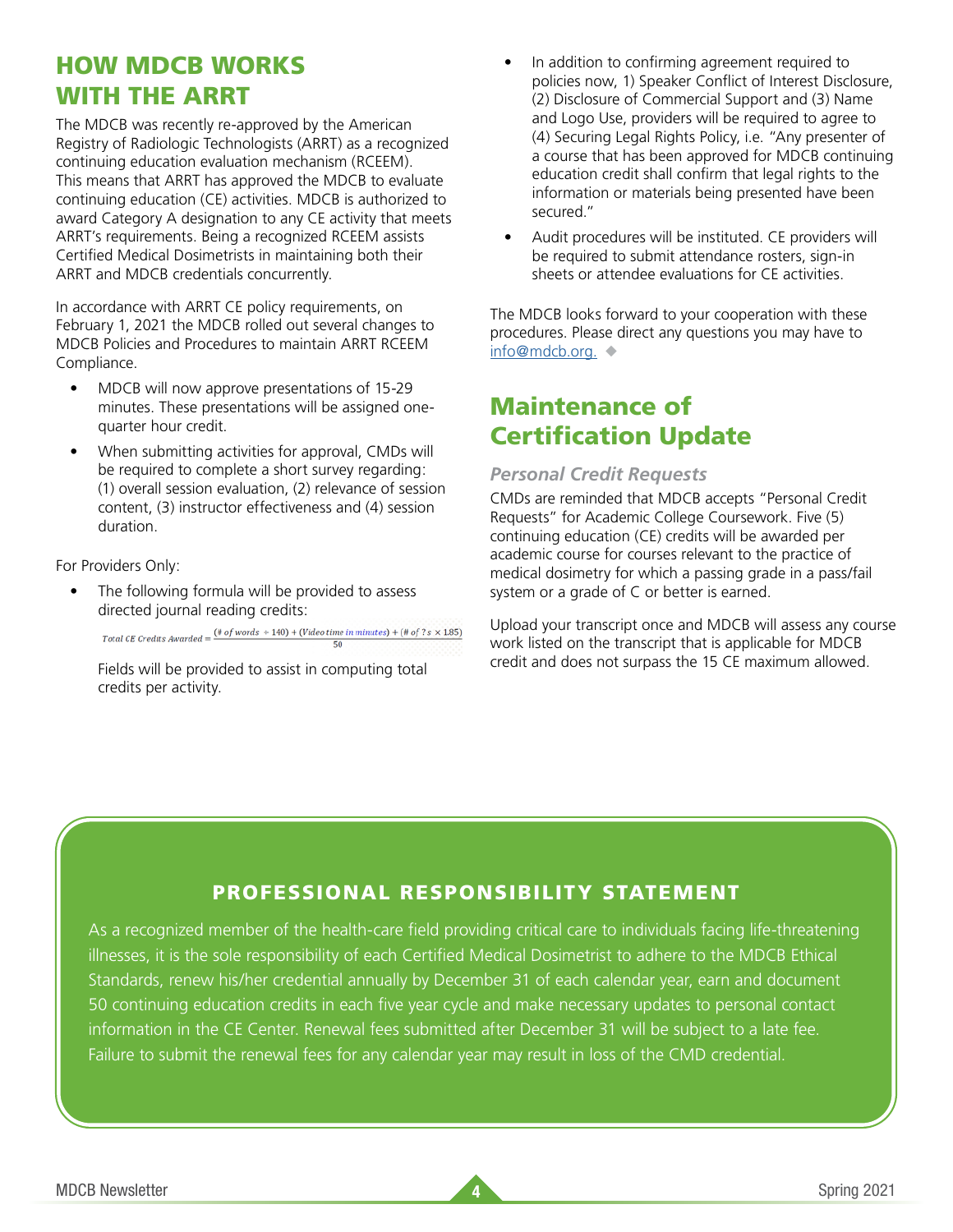## HOW MDCB WORKS WITH THE ARRT

The MDCB was recently re-approved by the American Registry of Radiologic Technologists (ARRT) as a recognized continuing education evaluation mechanism (RCEEM). This means that ARRT has approved the MDCB to evaluate continuing education (CE) activities. MDCB is authorized to award Category A designation to any CE activity that meets ARRT's requirements. Being a recognized RCEEM assists Certified Medical Dosimetrists in maintaining both their ARRT and MDCB credentials concurrently.

In accordance with ARRT CE policy requirements, on February 1, 2021 the MDCB rolled out several changes to MDCB Policies and Procedures to maintain ARRT RCEEM Compliance.

- MDCB will now approve presentations of 15-29 minutes. These presentations will be assigned one-quarter hour credit.
- When submitting activities for approval, CMDs will be required to complete a short survey regarding: (1) overall session evaluation, (2) relevance of session content, (3) instructor effectiveness and (4) session duration.

For Providers Only:

- The following formula will be provided to assess directed journal reading credits:

  $$\text{Total CE Credits Awarded} = \frac{(\#\ of\ words \div 140) + (\text{Video time in minutes}) + (\#\ of\ ?s \times 1.85)}{50}$$

  Fields will be provided to assist in computing total credits per activity.
- In addition to confirming agreement required to policies now, 1) Speaker Conflict of Interest Disclosure, (2) Disclosure of Commercial Support and (3) Name and Logo Use, providers will be required to agree to (4) Securing Legal Rights Policy, i.e. "Any presenter of a course that has been approved for MDCB continuing education credit shall confirm that legal rights to the information or materials being presented have been secured."
- Audit procedures will be instituted. CE providers will be required to submit attendance rosters, sign-in sheets or attendee evaluations for CE activities.

The MDCB looks forward to your cooperation with these procedures. Please direct any questions you may have to info@mdcb.org. ◆

## Maintenance of Certification Update

### *Personal Credit Requests*

CMDs are reminded that MDCB accepts "Personal Credit Requests" for Academic College Coursework. Five (5) continuing education (CE) credits will be awarded per academic course for courses relevant to the practice of medical dosimetry for which a passing grade in a pass/fail system or a grade of C or better is earned.

Upload your transcript once and MDCB will assess any course work listed on the transcript that is applicable for MDCB credit and does not surpass the 15 CE maximum allowed.

### PROFESSIONAL RESPONSIBILITY STATEMENT

As a recognized member of the health-care field providing critical care to individuals facing life-threatening illnesses, it is the sole responsibility of each Certified Medical Dosimetrist to adhere to the MDCB Ethical Standards, renew his/her credential annually by December 31 of each calendar year, earn and document 50 continuing education credits in each five year cycle and make necessary updates to personal contact information in the CE Center. Renewal fees submitted after December 31 will be subject to a late fee. Failure to submit the renewal fees for any calendar year may result in loss of the CMD credential.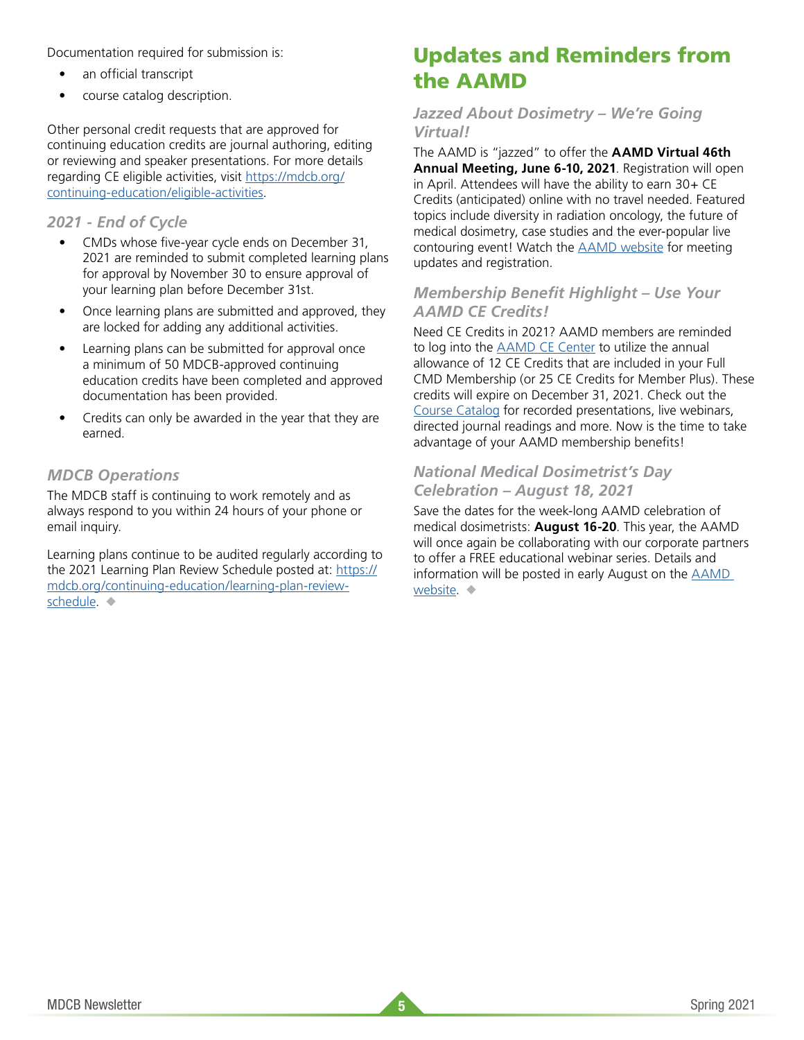Documentation required for submission is:

- an official transcript
- course catalog description.

Other personal credit requests that are approved for continuing education credits are journal authoring, editing or reviewing and speaker presentations. For more details regarding CE eligible activities, visit [https://mdcb.org/continuing-education/eligible-activities](https://mdcb.org/continuing-education/eligible-activities).

### *2021 - End of Cycle*

- CMDs whose five-year cycle ends on December 31, 2021 are reminded to submit completed learning plans for approval by November 30 to ensure approval of your learning plan before December 31st.
- Once learning plans are submitted and approved, they are locked for adding any additional activities.
- Learning plans can be submitted for approval once a minimum of 50 MDCB-approved continuing education credits have been completed and approved documentation has been provided.
- Credits can only be awarded in the year that they are earned.

### *MDCB Operations*

The MDCB staff is continuing to work remotely and as always respond to you within 24 hours of your phone or email inquiry.

Learning plans continue to be audited regularly according to the 2021 Learning Plan Review Schedule posted at: [https://mdcb.org/continuing-education/learning-plan-review-schedule](https://mdcb.org/continuing-education/learning-plan-review-schedule). ◆

## Updates and Reminders from the AAMD

### *Jazzed About Dosimetry – We're Going Virtual!*

The AAMD is "jazzed" to offer the **AAMD Virtual 46th Annual Meeting, June 6-10, 2021**. Registration will open in April. Attendees will have the ability to earn 30+ CE Credits (anticipated) online with no travel needed. Featured topics include diversity in radiation oncology, the future of medical dosimetry, case studies and the ever-popular live contouring event! Watch the AAMD website for meeting updates and registration.

### *Membership Benefit Highlight – Use Your AAMD CE Credits!*

Need CE Credits in 2021? AAMD members are reminded to log into the AAMD CE Center to utilize the annual allowance of 12 CE Credits that are included in your Full CMD Membership (or 25 CE Credits for Member Plus). These credits will expire on December 31, 2021. Check out the Course Catalog for recorded presentations, live webinars, directed journal readings and more. Now is the time to take advantage of your AAMD membership benefits!

### *National Medical Dosimetrist's Day Celebration – August 18, 2021*

Save the dates for the week-long AAMD celebration of medical dosimetrists: **August 16-20**. This year, the AAMD will once again be collaborating with our corporate partners to offer a FREE educational webinar series. Details and information will be posted in early August on the AAMD website. ◆